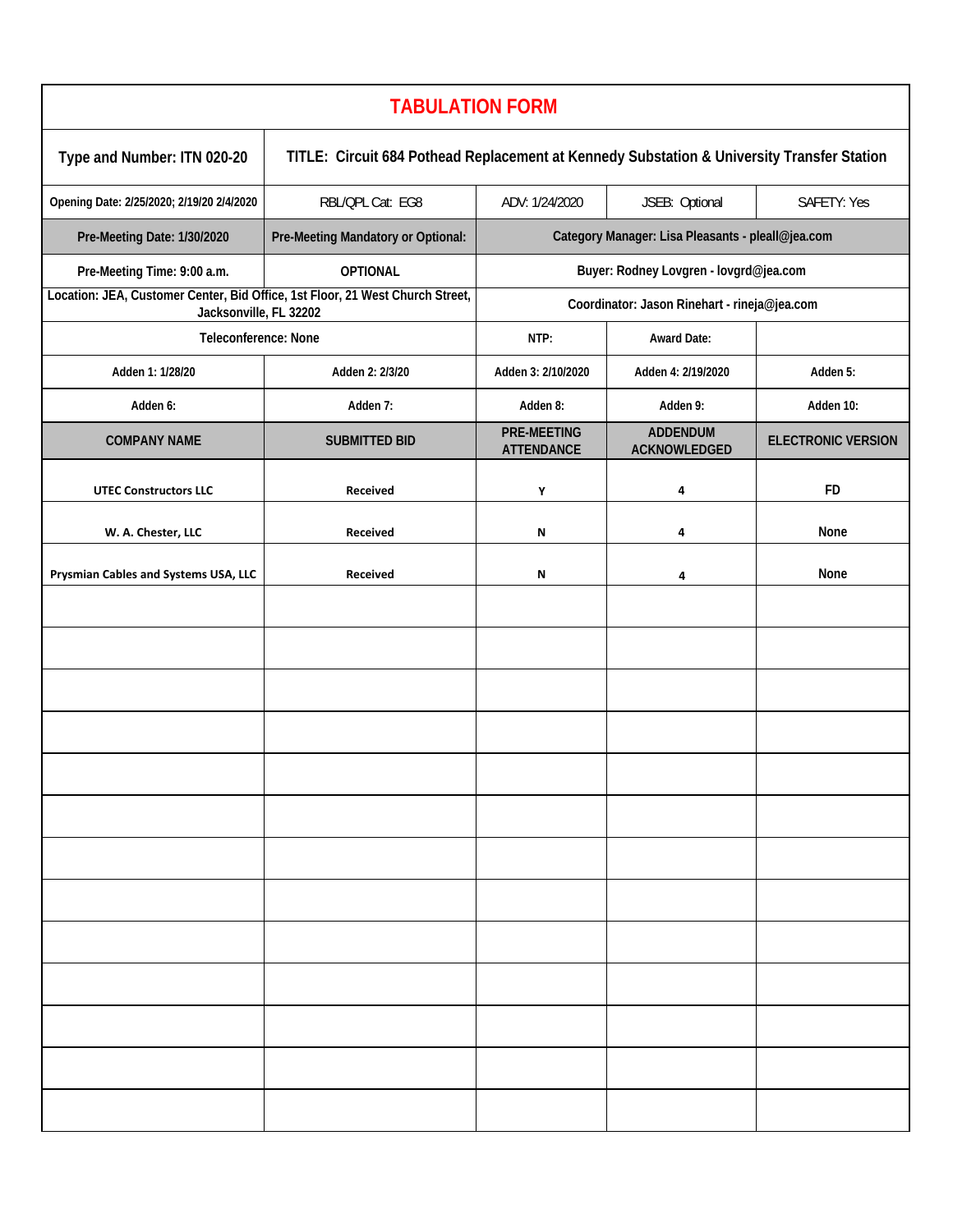# TABULATION FORM

| Type and Number: ITN 020-20 | TITLE: Circuit 684 Pothead Replacement at Kennedy Substation & University Transfer Station | | | |
|---|---|---|---|---|
| Opening Date: 2/25/2020; 2/19/20 2/4/2020 | RBL/QPL Cat: EG8 | ADV: 1/24/2020 | JSEB: Optional | SAFETY: Yes |
| Pre-Meeting Date: 1/30/2020 | Pre-Meeting Mandatory or Optional: | Category Manager: Lisa Pleasants - pleall@jea.com | | |
| Pre-Meeting Time: 9:00 a.m. | OPTIONAL | Buyer: Rodney Lovgren - lovgrd@jea.com | | |
| Location: JEA, Customer Center, Bid Office, 1st Floor, 21 West Church Street, Jacksonville, FL 32202 | | Coordinator: Jason Rinehart - rineja@jea.com | | |
| Teleconference: None | | NTP: | Award Date: | |
| Adden 1: 1/28/20 | Adden 2: 2/3/20 | Adden 3: 2/10/2020 | Adden 4: 2/19/2020 | Adden 5: |
| Adden 6: | Adden 7: | Adden 8: | Adden 9: | Adden 10: |
| **COMPANY NAME** | **SUBMITTED BID** | **PRE-MEETING ATTENDANCE** | **ADDENDUM ACKNOWLEDGED** | **ELECTRONIC VERSION** |
| UTEC Constructors LLC | Received | Y | 4 | FD |
| W. A. Chester, LLC | Received | N | 4 | None |
| Prysmian Cables and Systems USA, LLC | Received | N | 4 | None |
| | | | | |
| | | | | |
| | | | | |
| | | | | |
| | | | | |
| | | | | |
| | | | | |
| | | | | |
| | | | | |
| | | | | |
| | | | | |
| | | | | |
| | | | | |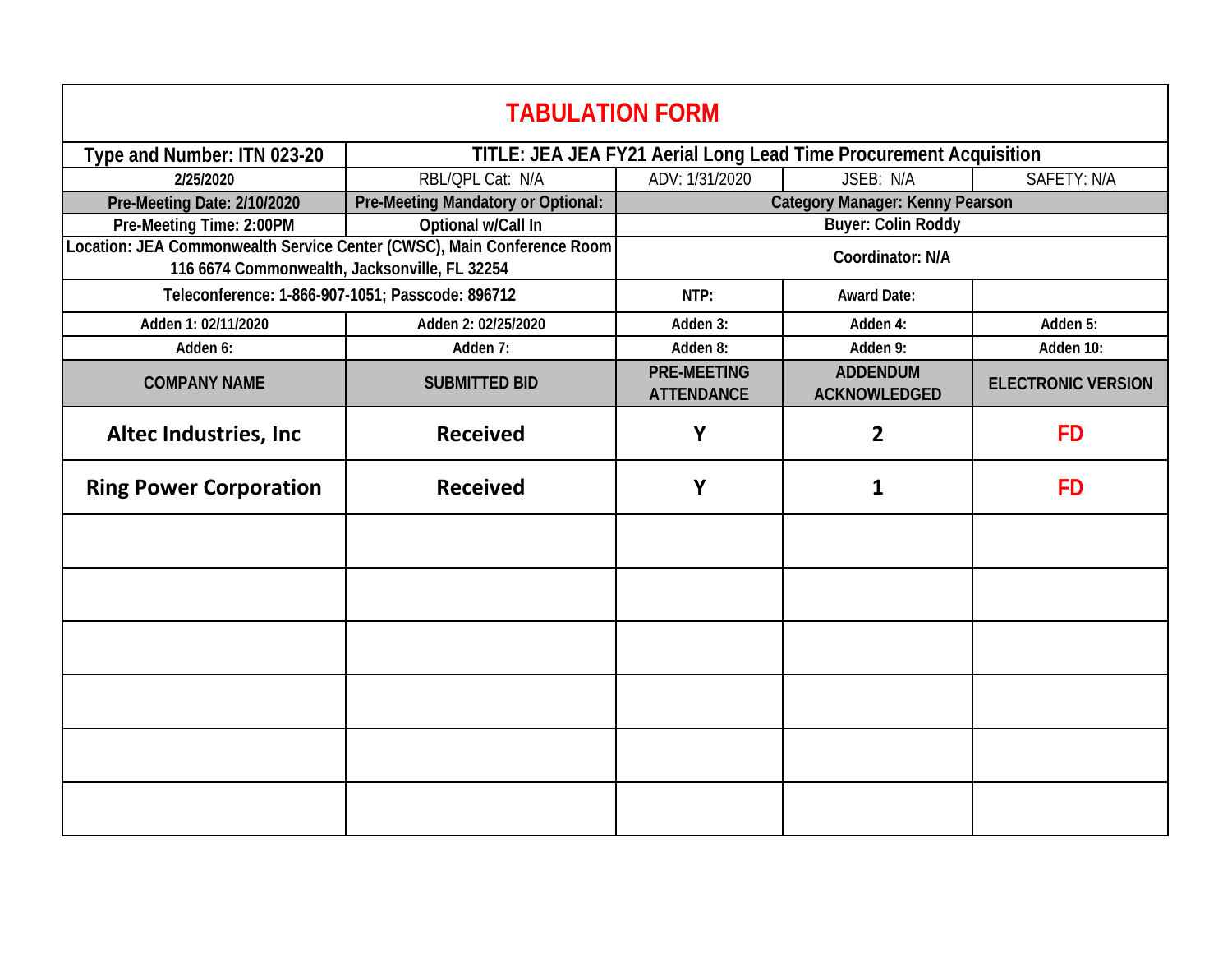# TABULATION FORM

| | | | | |
|---|---|---|---|---|
| **Type and Number: ITN 023-20** | **TITLE: JEA JEA FY21 Aerial Long Lead Time Procurement Acquisition** | | | |
| **2/25/2020** | RBL/QPL Cat: N/A | ADV: 1/31/2020 | JSEB: N/A | SAFETY: N/A |
| **Pre-Meeting Date: 2/10/2020** | **Pre-Meeting Mandatory or Optional:** | **Category Manager: Kenny Pearson** | | |
| **Pre-Meeting Time: 2:00PM** | **Optional w/Call In** | **Buyer: Colin Roddy** | | |
| **Location: JEA Commonwealth Service Center (CWSC), Main Conference Room 116 6674 Commonwealth, Jacksonville, FL 32254** | | **Coordinator: N/A** | | |
| **Teleconference: 1-866-907-1051; Passcode: 896712** | | **NTP:** | **Award Date:** | |
| **Adden 1: 02/11/2020** | **Adden 2: 02/25/2020** | **Adden 3:** | **Adden 4:** | **Adden 5:** |
| **Adden 6:** | **Adden 7:** | **Adden 8:** | **Adden 9:** | **Adden 10:** |
| **COMPANY NAME** | **SUBMITTED BID** | **PRE-MEETING ATTENDANCE** | **ADDENDUM ACKNOWLEDGED** | **ELECTRONIC VERSION** |
| **Altec Industries, Inc** | **Received** | **Y** | **2** | **FD** |
| **Ring Power Corporation** | **Received** | **Y** | **1** | **FD** |
| | | | | |
| | | | | |
| | | | | |
| | | | | |
| | | | | |
| | | | | |